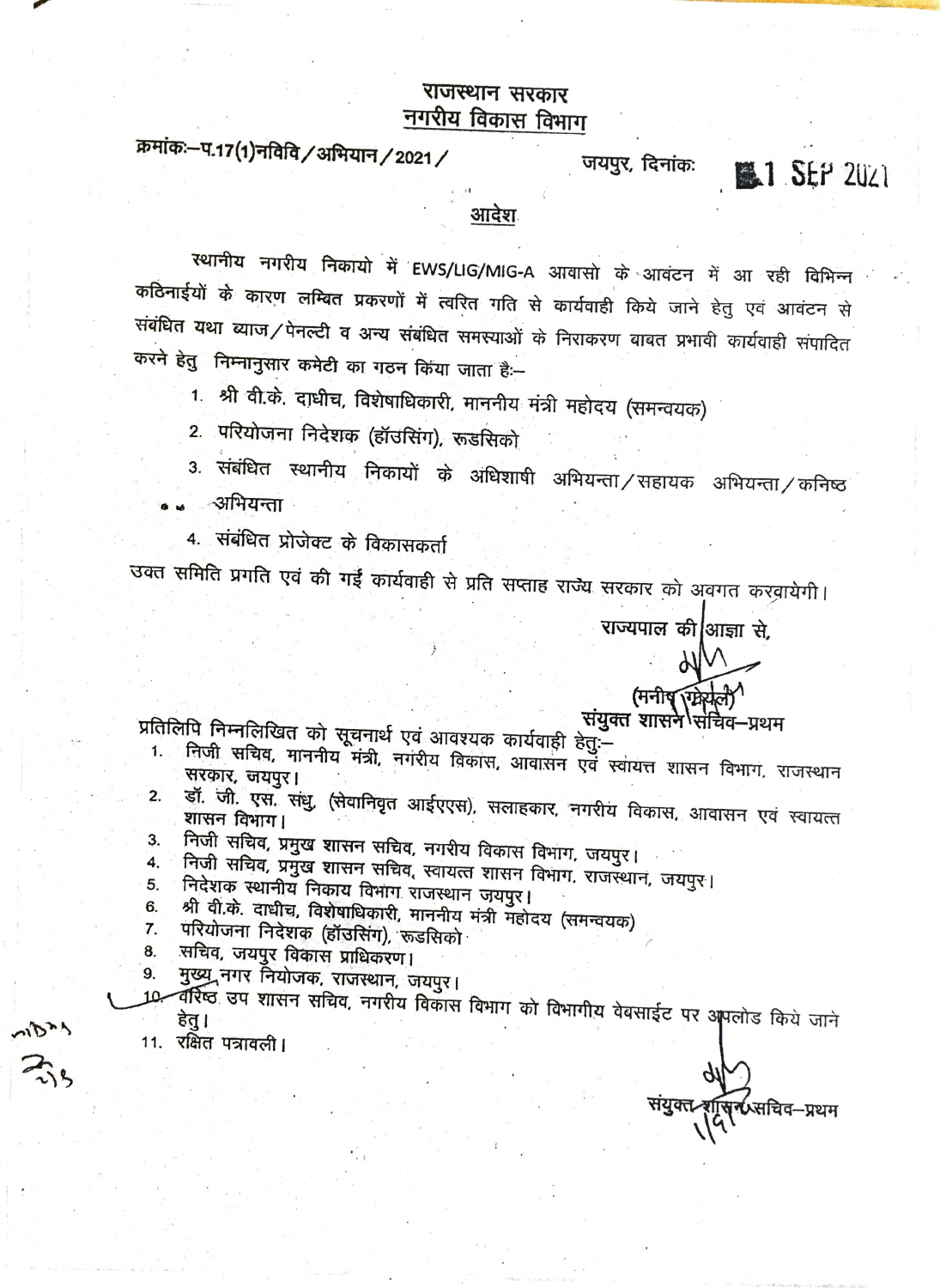# राजस्थान सरकार
## नगरीय विकास विभाग

क्रमांकः–प.17(1)नविवि/अभियान/2021/ जयपुर, दिनांकः 1 SEP 2021

### आदेश

स्थानीय नगरीय निकायो में EWS/LIG/MIG-A आवासो के आवंटन में आ रही विभिन्न कठिनाईयों के कारण लम्बित प्रकरणों में त्वरित गति से कार्यवाही किये जाने हेतु एवं आवंटन से संबंधित यथा ब्याज/पेनल्टी व अन्य संबंधित समस्याओं के निराकरण बाबत प्रभावी कार्यवाही संपादित करने हेतु निम्नानुसार कमेटी का गठन किया जाता है:–

1. श्री वी.के. दाधीच, विशेषाधिकारी, माननीय मंत्री महोदय (समन्वयक)
2. परियोजना निदेशक (हॉउसिंग), रूडसिको
3. संबंधित स्थानीय निकायों के अधिशाषी अभियन्ता/सहायक अभियन्ता/कनिष्ठ अभियन्ता
4. संबंधित प्रोजेक्ट के विकासकर्ता

उक्त समिति प्रगति एवं की गई कार्यवाही से प्रति सप्ताह राज्य सरकार को अवगत करवायेगी।

राज्यपाल की आज्ञा से,

(मनीष गोयल)
संयुक्त शासन सचिव–प्रथम

प्रतिलिपि निम्नलिखित को सूचनार्थ एवं आवश्यक कार्यवाही हेतुः–

1. निजी सचिव, माननीय मंत्री, नगरीय विकास, आवासन एवं स्वायत्त शासन विभाग, राजस्थान सरकार, जयपुर।
2. डॉ. जी. एस. संधु, (सेवानिवृत आईएएस), सलाहकार, नगरीय विकास, आवासन एवं स्वायत्त शासन विभाग।
3. निजी सचिव, प्रमुख शासन सचिव, नगरीय विकास विभाग, जयपुर।
4. निजी सचिव, प्रमुख शासन सचिव, स्वायत्त शासन विभाग, राजस्थान, जयपुर।
5. निदेशक स्थानीय निकाय विभाग राजस्थान जयपुर।
6. श्री वी.के. दाधीच, विशेषाधिकारी, माननीय मंत्री महोदय (समन्वयक)
7. परियोजना निदेशक (हॉउसिंग), रूडसिको
8. सचिव, जयपुर विकास प्राधिकरण।
9. मुख्य नगर नियोजक, राजस्थान, जयपुर।
10. वरिष्ठ उप शासन सचिव, नगरीय विकास विभाग को विभागीय वेबसाईट पर अपलोड किये जाने हेतु।
11. रक्षित पत्रावली।

संयुक्त शासन सचिव–प्रथम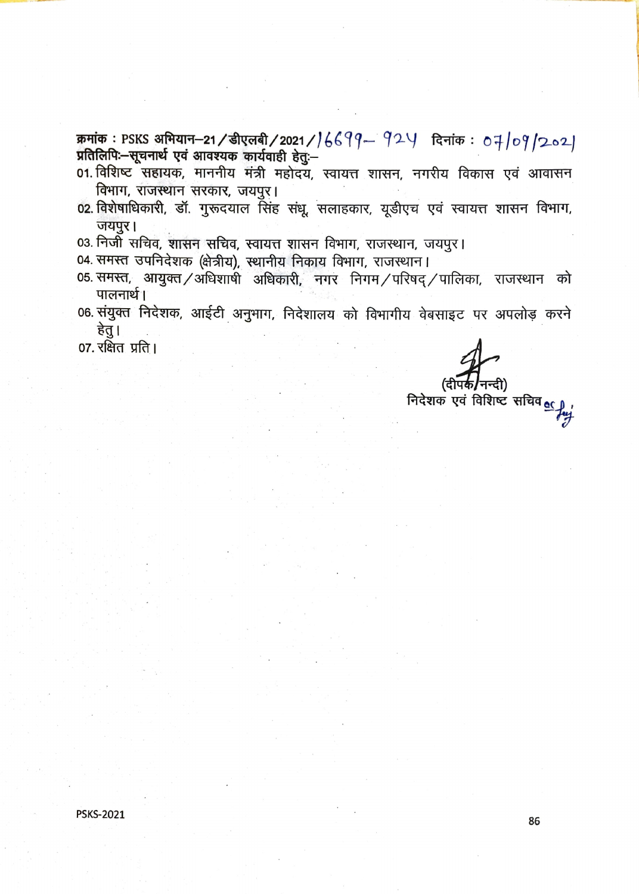**क्रमांक : PSKS अभियान–21/डीएलबी/2021/16699–924 दिनांक : 07/09/2021**
**प्रतिलिपिः–सूचनार्थ एवं आवश्यक कार्यवाही हेतुः–**

01. विशिष्ट सहायक, माननीय मंत्री महोदय, स्वायत्त शासन, नगरीय विकास एवं आवासन विभाग, राजस्थान सरकार, जयपुर।
02. विशेषाधिकारी, डॉ. गुरुदयाल सिंह संधू, सलाहकार, यूडीएच एवं स्वायत्त शासन विभाग, जयपुर।
03. निजी सचिव, शासन सचिव, स्वायत्त शासन विभाग, राजस्थान, जयपुर।
04. समस्त उपनिदेशक (क्षेत्रीय), स्थानीय निकाय विभाग, राजस्थान।
05. समस्त, आयुक्त/अधिशाषी अधिकारी, नगर निगम/परिषद्/पालिका, राजस्थान को पालनार्थ।
06. संयुक्त निदेशक, आईटी अनुभाग, निदेशालय को विभागीय वेबसाइट पर अपलोड़ करने हेतु।
07. रक्षित प्रति।

(दीपक नन्दी)
निदेशक एवं विशिष्ट सचिव

PSKS-2021